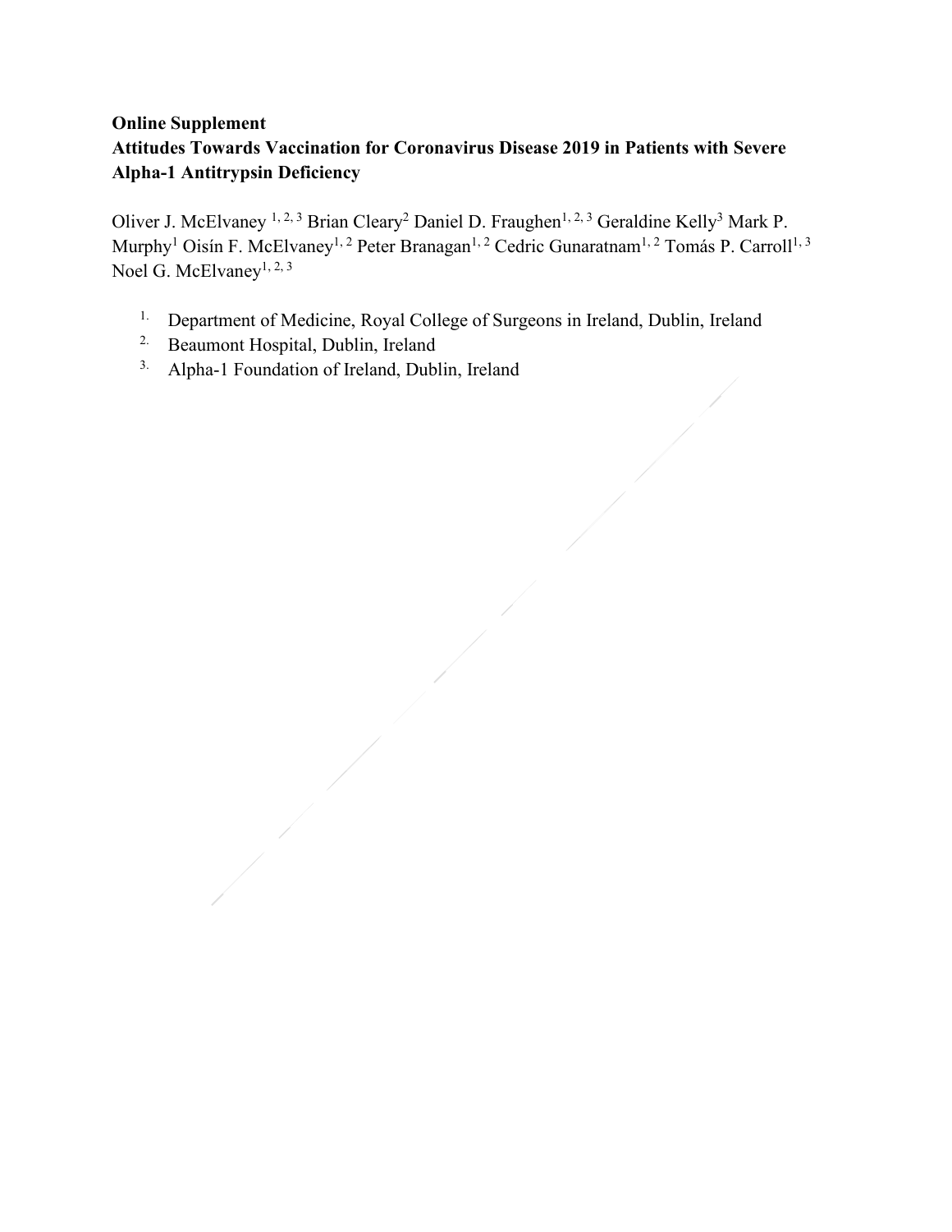**Online Supplement**

**Attitudes Towards Vaccination for Coronavirus Disease 2019 in Patients with Severe Alpha-1 Antitrypsin Deficiency**

Oliver J. McElvaney [1, 2, 3] Brian Cleary[2] Daniel D. Fraughen[1, 2, 3] Geraldine Kelly[3] Mark P. Murphy[1] Oisín F. McElvaney[1, 2] Peter Branagan[1, 2] Cedric Gunaratnam[1, 2] Tomás P. Carroll[1, 3] Noel G. McElvaney[1, 2, 3]

1. Department of Medicine, Royal College of Surgeons in Ireland, Dublin, Ireland
2. Beaumont Hospital, Dublin, Ireland
3. Alpha-1 Foundation of Ireland, Dublin, Ireland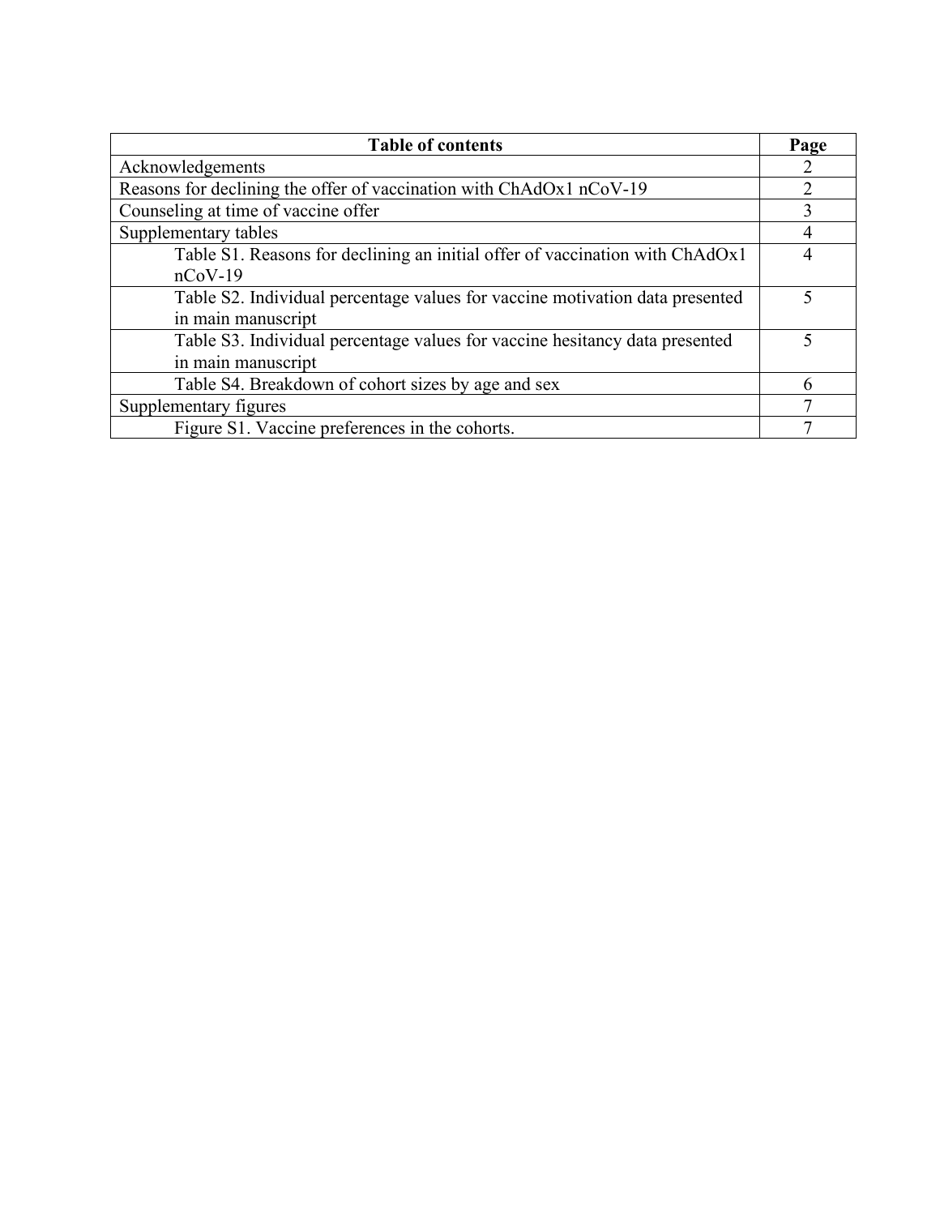| Table of contents | Page |
|---|---|
| Acknowledgements | 2 |
| Reasons for declining the offer of vaccination with ChAdOx1 nCoV-19 | 2 |
| Counseling at time of vaccine offer | 3 |
| Supplementary tables | 4 |
| Table S1. Reasons for declining an initial offer of vaccination with ChAdOx1 nCoV-19 | 4 |
| Table S2. Individual percentage values for vaccine motivation data presented in main manuscript | 5 |
| Table S3. Individual percentage values for vaccine hesitancy data presented in main manuscript | 5 |
| Table S4. Breakdown of cohort sizes by age and sex | 6 |
| Supplementary figures | 7 |
| Figure S1. Vaccine preferences in the cohorts. | 7 |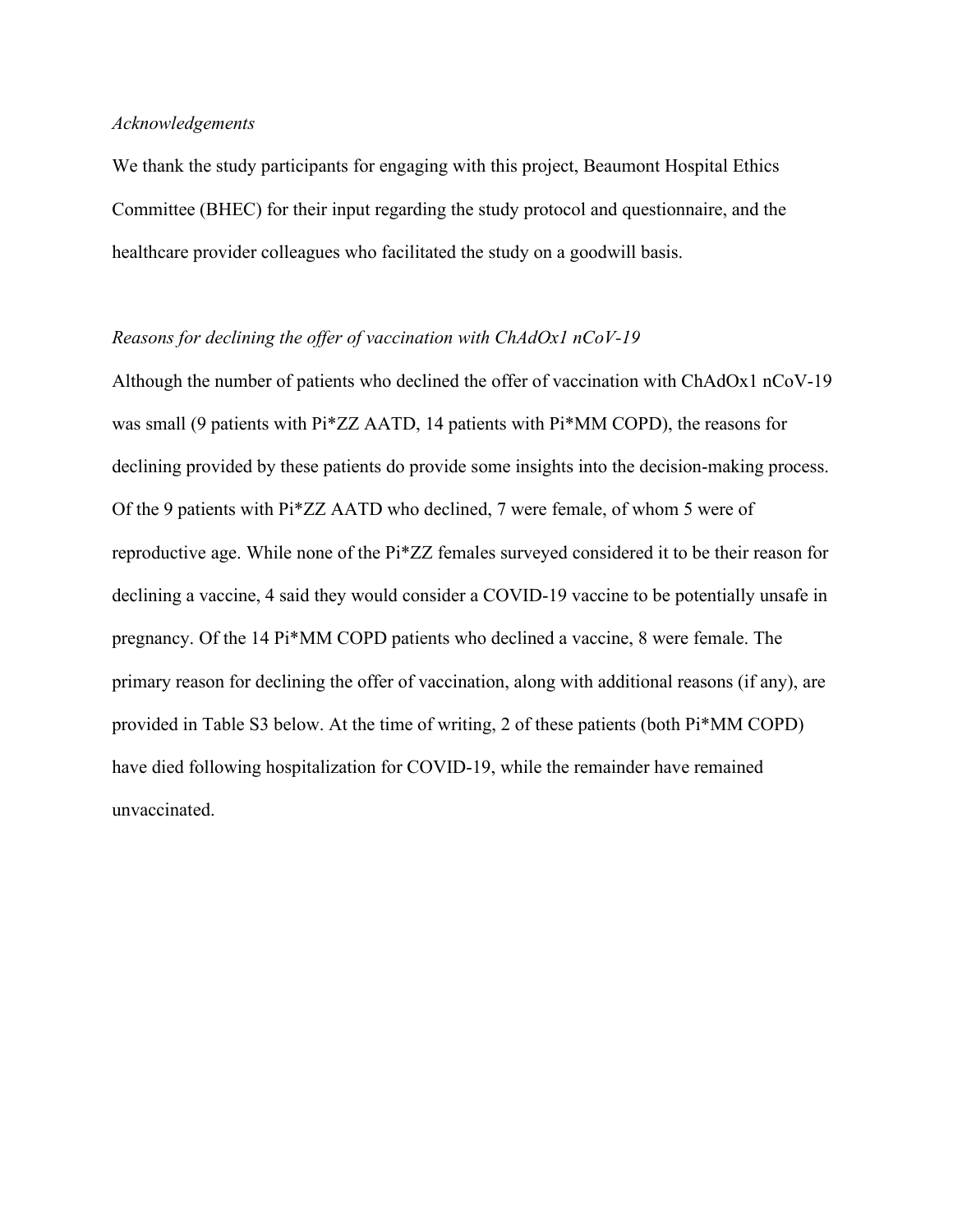*Acknowledgements*

We thank the study participants for engaging with this project, Beaumont Hospital Ethics Committee (BHEC) for their input regarding the study protocol and questionnaire, and the healthcare provider colleagues who facilitated the study on a goodwill basis.

*Reasons for declining the offer of vaccination with ChAdOx1 nCoV-19*

Although the number of patients who declined the offer of vaccination with ChAdOx1 nCoV-19 was small (9 patients with Pi*ZZ AATD, 14 patients with Pi*MM COPD), the reasons for declining provided by these patients do provide some insights into the decision-making process. Of the 9 patients with Pi*ZZ AATD who declined, 7 were female, of whom 5 were of reproductive age. While none of the Pi*ZZ females surveyed considered it to be their reason for declining a vaccine, 4 said they would consider a COVID-19 vaccine to be potentially unsafe in pregnancy. Of the 14 Pi*MM COPD patients who declined a vaccine, 8 were female. The primary reason for declining the offer of vaccination, along with additional reasons (if any), are provided in Table S3 below. At the time of writing, 2 of these patients (both Pi*MM COPD) have died following hospitalization for COVID-19, while the remainder have remained unvaccinated.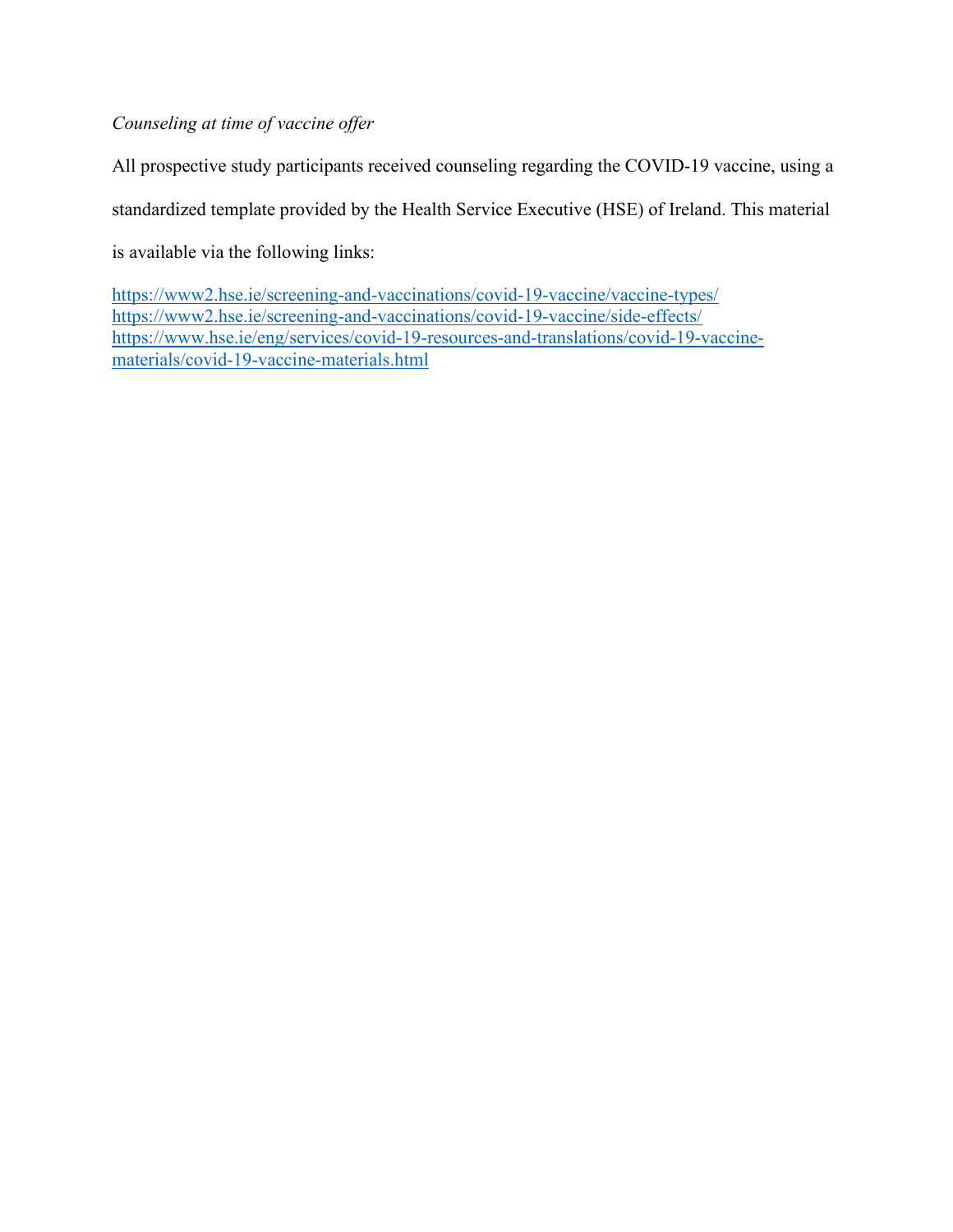*Counseling at time of vaccine offer*

All prospective study participants received counseling regarding the COVID-19 vaccine, using a standardized template provided by the Health Service Executive (HSE) of Ireland. This material is available via the following links:

https://www2.hse.ie/screening-and-vaccinations/covid-19-vaccine/vaccine-types/
https://www2.hse.ie/screening-and-vaccinations/covid-19-vaccine/side-effects/
https://www.hse.ie/eng/services/covid-19-resources-and-translations/covid-19-vaccine-materials/covid-19-vaccine-materials.html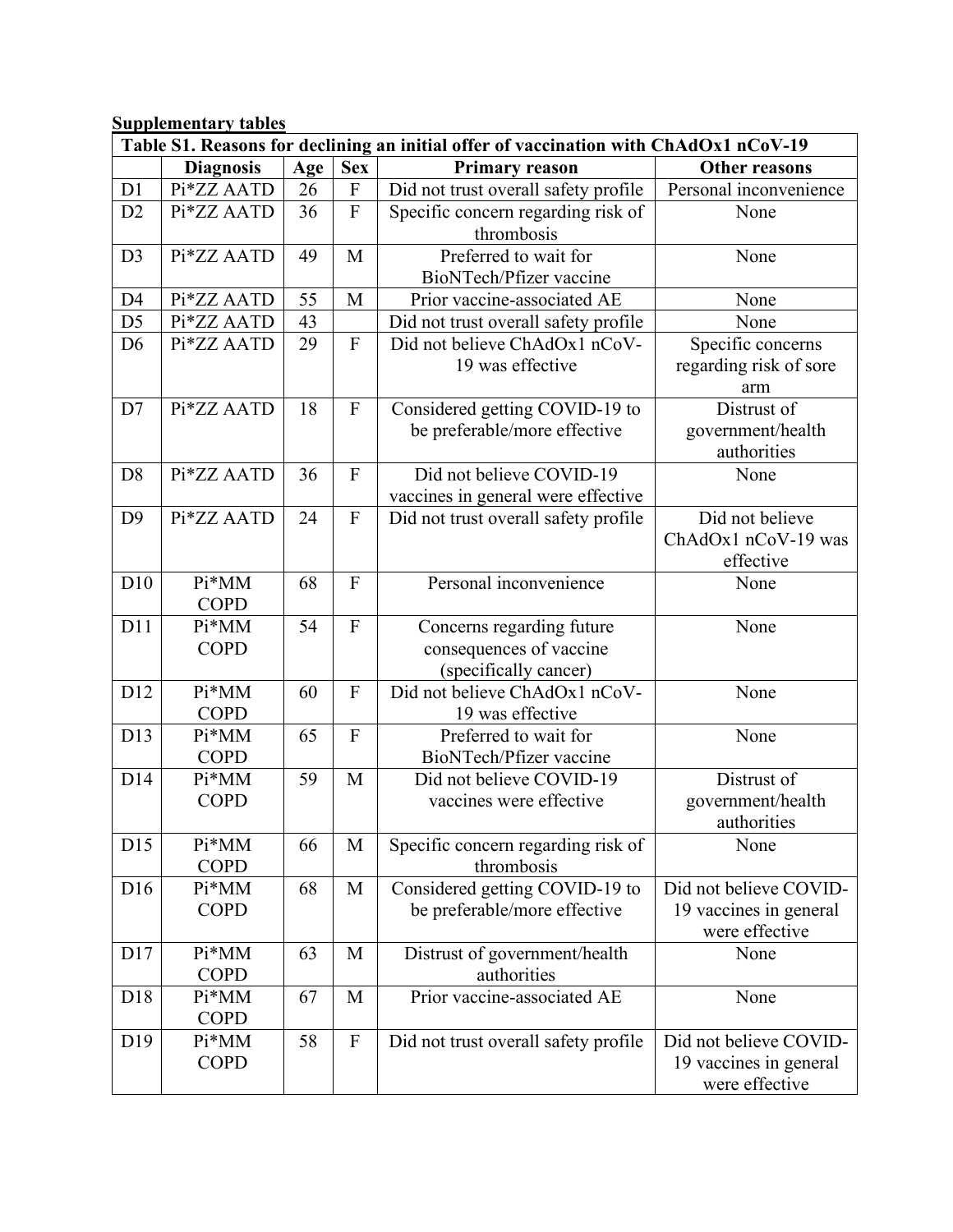**Supplementary tables**

| Table S1. Reasons for declining an initial offer of vaccination with ChAdOx1 nCoV-19 | | | | | |
|---|---|---|---|---|---|
| | **Diagnosis** | **Age** | **Sex** | **Primary reason** | **Other reasons** |
| D1 | Pi*ZZ AATD | 26 | F | Did not trust overall safety profile | Personal inconvenience |
| D2 | Pi*ZZ AATD | 36 | F | Specific concern regarding risk of thrombosis | None |
| D3 | Pi*ZZ AATD | 49 | M | Preferred to wait for BioNTech/Pfizer vaccine | None |
| D4 | Pi*ZZ AATD | 55 | M | Prior vaccine-associated AE | None |
| D5 | Pi*ZZ AATD | 43 | | Did not trust overall safety profile | None |
| D6 | Pi*ZZ AATD | 29 | F | Did not believe ChAdOx1 nCoV-19 was effective | Specific concerns regarding risk of sore arm |
| D7 | Pi*ZZ AATD | 18 | F | Considered getting COVID-19 to be preferable/more effective | Distrust of government/health authorities |
| D8 | Pi*ZZ AATD | 36 | F | Did not believe COVID-19 vaccines in general were effective | None |
| D9 | Pi*ZZ AATD | 24 | F | Did not trust overall safety profile | Did not believe ChAdOx1 nCoV-19 was effective |
| D10 | Pi*MM COPD | 68 | F | Personal inconvenience | None |
| D11 | Pi*MM COPD | 54 | F | Concerns regarding future consequences of vaccine (specifically cancer) | None |
| D12 | Pi*MM COPD | 60 | F | Did not believe ChAdOx1 nCoV-19 was effective | None |
| D13 | Pi*MM COPD | 65 | F | Preferred to wait for BioNTech/Pfizer vaccine | None |
| D14 | Pi*MM COPD | 59 | M | Did not believe COVID-19 vaccines were effective | Distrust of government/health authorities |
| D15 | Pi*MM COPD | 66 | M | Specific concern regarding risk of thrombosis | None |
| D16 | Pi*MM COPD | 68 | M | Considered getting COVID-19 to be preferable/more effective | Did not believe COVID-19 vaccines in general were effective |
| D17 | Pi*MM COPD | 63 | M | Distrust of government/health authorities | None |
| D18 | Pi*MM COPD | 67 | M | Prior vaccine-associated AE | None |
| D19 | Pi*MM COPD | 58 | F | Did not trust overall safety profile | Did not believe COVID-19 vaccines in general were effective |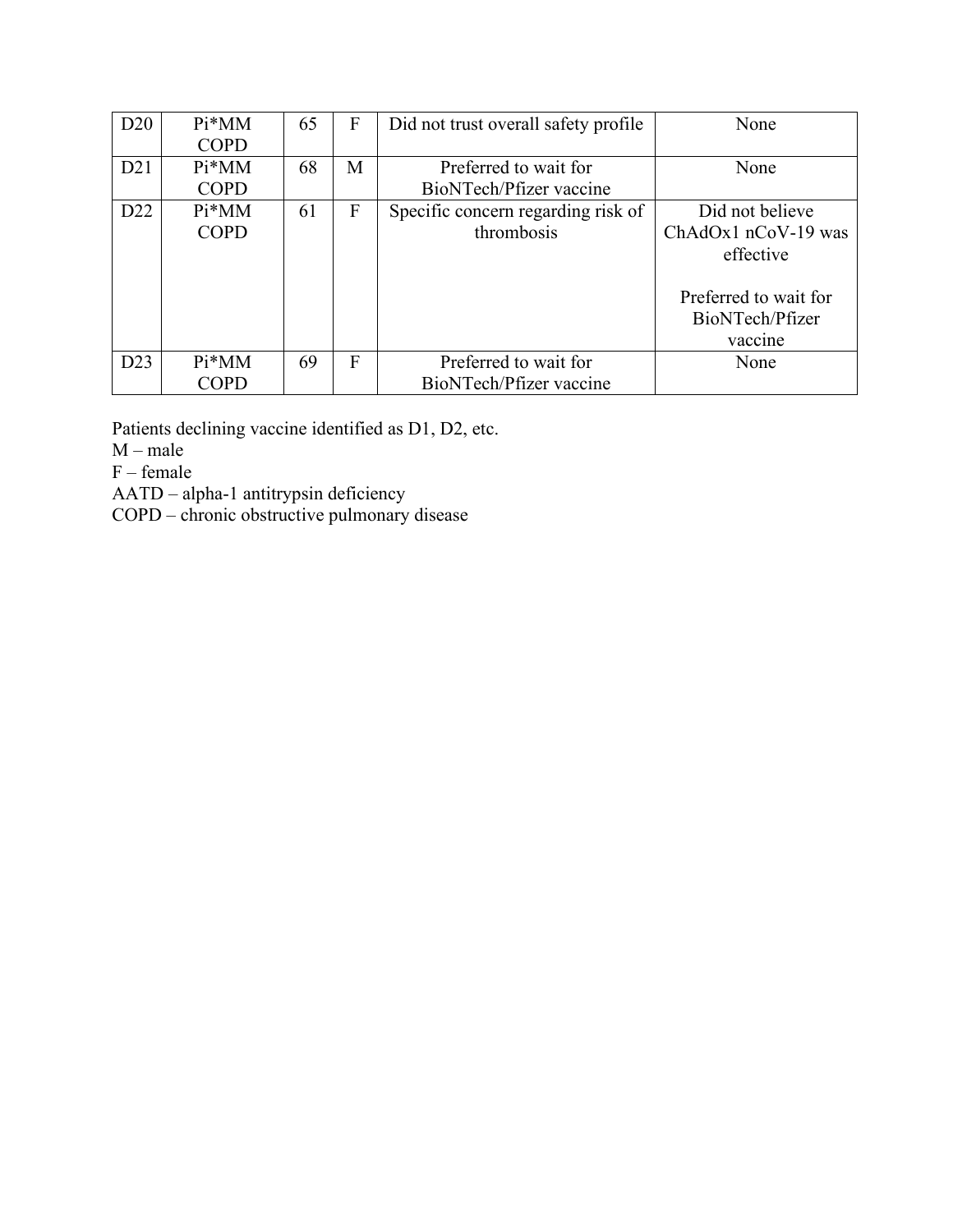| D20 | Pi*MM COPD | 65 | F | Did not trust overall safety profile | None |
|---|---|---|---|---|---|
| D21 | Pi*MM COPD | 68 | M | Preferred to wait for BioNTech/Pfizer vaccine | None |
| D22 | Pi*MM COPD | 61 | F | Specific concern regarding risk of thrombosis | Did not believe ChAdOx1 nCoV-19 was effective<br><br>Preferred to wait for BioNTech/Pfizer vaccine |
| D23 | Pi*MM COPD | 69 | F | Preferred to wait for BioNTech/Pfizer vaccine | None |

Patients declining vaccine identified as D1, D2, etc.
M – male
F – female
AATD – alpha-1 antitrypsin deficiency
COPD – chronic obstructive pulmonary disease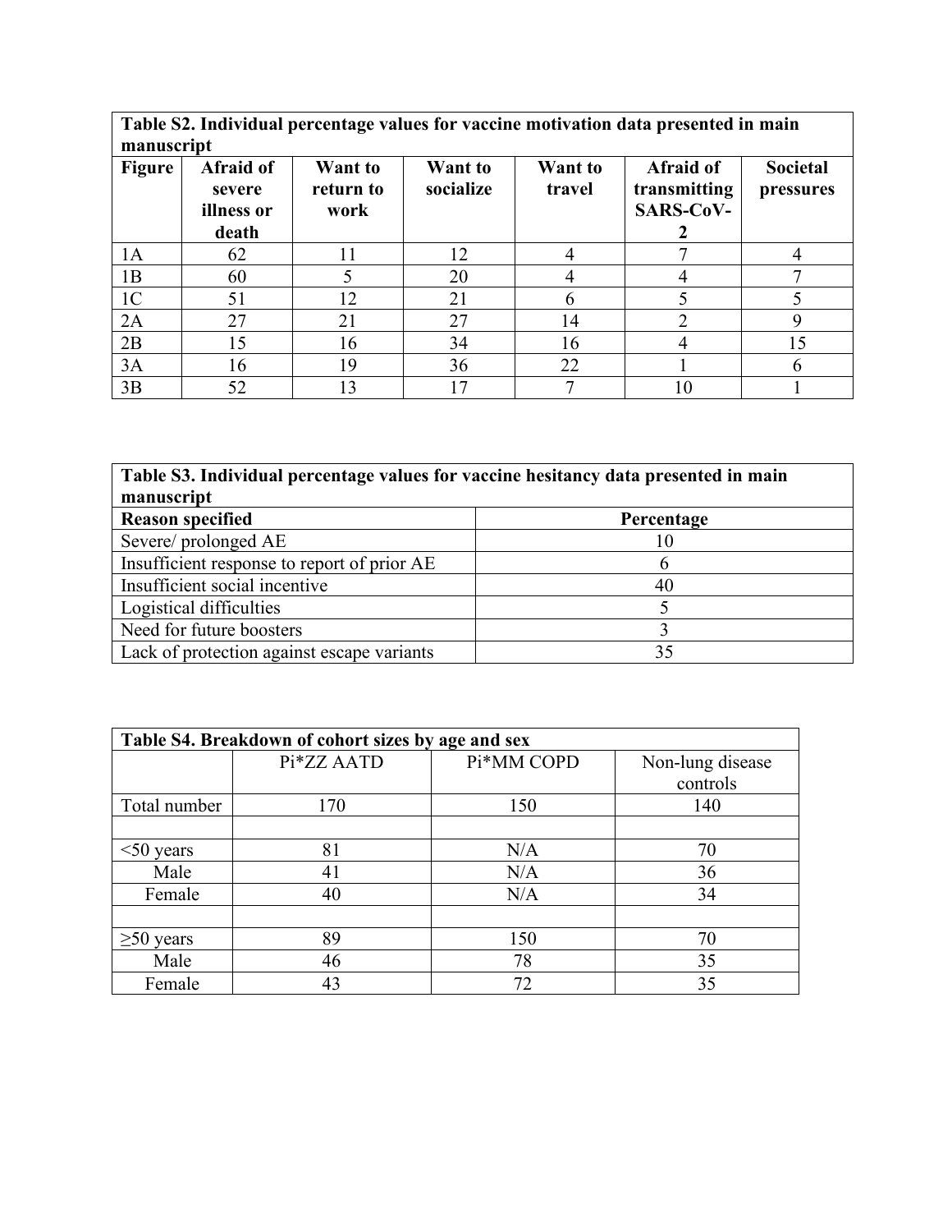**Table S2. Individual percentage values for vaccine motivation data presented in main manuscript**

| Figure | Afraid of severe illness or death | Want to return to work | Want to socialize | Want to travel | Afraid of transmitting SARS-CoV-2 | Societal pressures |
|---|---|---|---|---|---|---|
| 1A | 62 | 11 | 12 | 4 | 7 | 4 |
| 1B | 60 | 5 | 20 | 4 | 4 | 7 |
| 1C | 51 | 12 | 21 | 6 | 5 | 5 |
| 2A | 27 | 21 | 27 | 14 | 2 | 9 |
| 2B | 15 | 16 | 34 | 16 | 4 | 15 |
| 3A | 16 | 19 | 36 | 22 | 1 | 6 |
| 3B | 52 | 13 | 17 | 7 | 10 | 1 |

**Table S3. Individual percentage values for vaccine hesitancy data presented in main manuscript**

| Reason specified | Percentage |
|---|---|
| Severe/ prolonged AE | 10 |
| Insufficient response to report of prior AE | 6 |
| Insufficient social incentive | 40 |
| Logistical difficulties | 5 |
| Need for future boosters | 3 |
| Lack of protection against escape variants | 35 |

**Table S4. Breakdown of cohort sizes by age and sex**

| | Pi*ZZ AATD | Pi*MM COPD | Non-lung disease controls |
|---|---|---|---|
| Total number | 170 | 150 | 140 |
| | | | |
| <50 years | 81 | N/A | 70 |
| Male | 41 | N/A | 36 |
| Female | 40 | N/A | 34 |
| | | | |
| ≥50 years | 89 | 150 | 70 |
| Male | 46 | 78 | 35 |
| Female | 43 | 72 | 35 |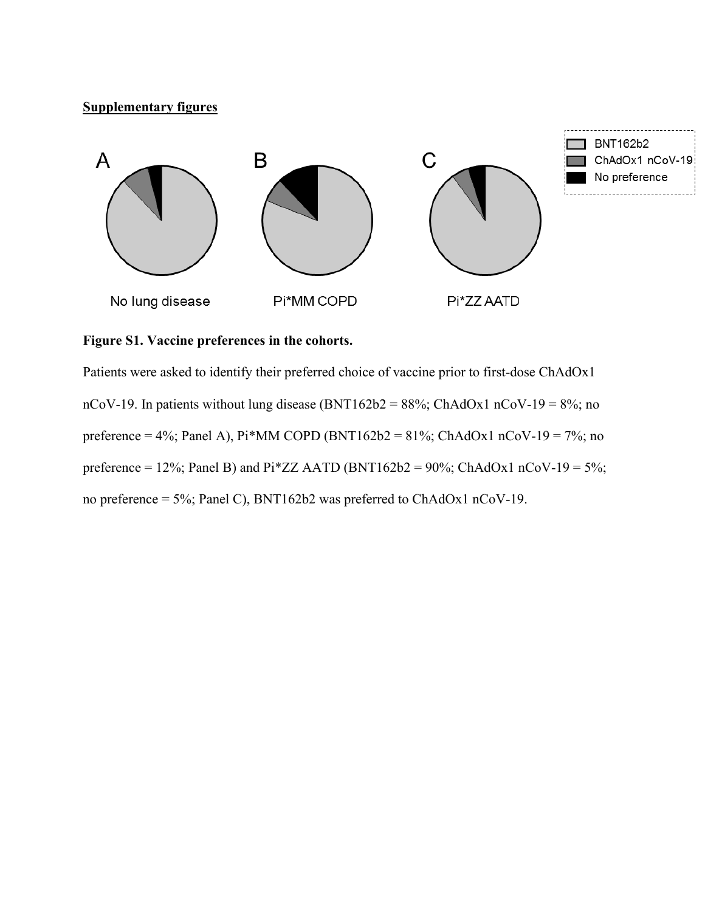**Supplementary figures**

**Figure S1. Vaccine preferences in the cohorts.**

Patients were asked to identify their preferred choice of vaccine prior to first-dose ChAdOx1 nCoV-19. In patients without lung disease (BNT162b2 = 88%; ChAdOx1 nCoV-19 = 8%; no preference = 4%; Panel A), Pi*MM COPD (BNT162b2 = 81%; ChAdOx1 nCoV-19 = 7%; no preference = 12%; Panel B) and Pi*ZZ AATD (BNT162b2 = 90%; ChAdOx1 nCoV-19 = 5%; no preference = 5%; Panel C), BNT162b2 was preferred to ChAdOx1 nCoV-19.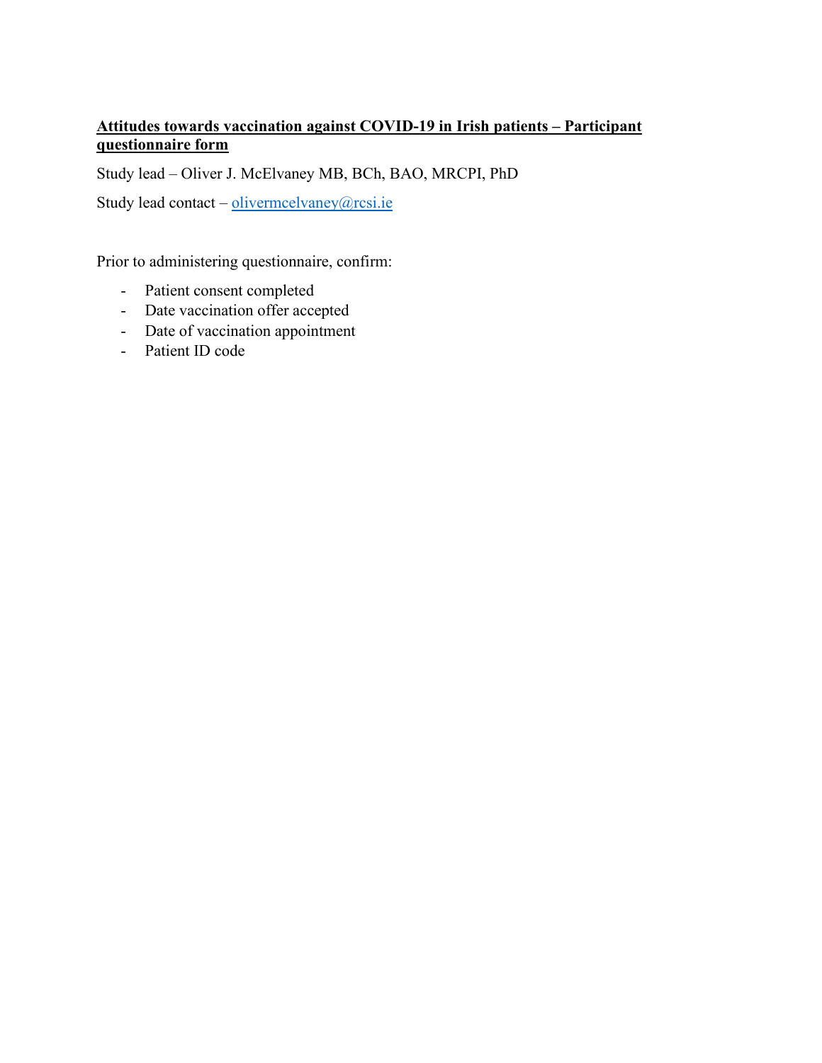**Attitudes towards vaccination against COVID-19 in Irish patients – Participant questionnaire form**

Study lead – Oliver J. McElvaney MB, BCh, BAO, MRCPI, PhD

Study lead contact – olivermcelvaney@rcsi.ie

Prior to administering questionnaire, confirm:

- Patient consent completed
- Date vaccination offer accepted
- Date of vaccination appointment
- Patient ID code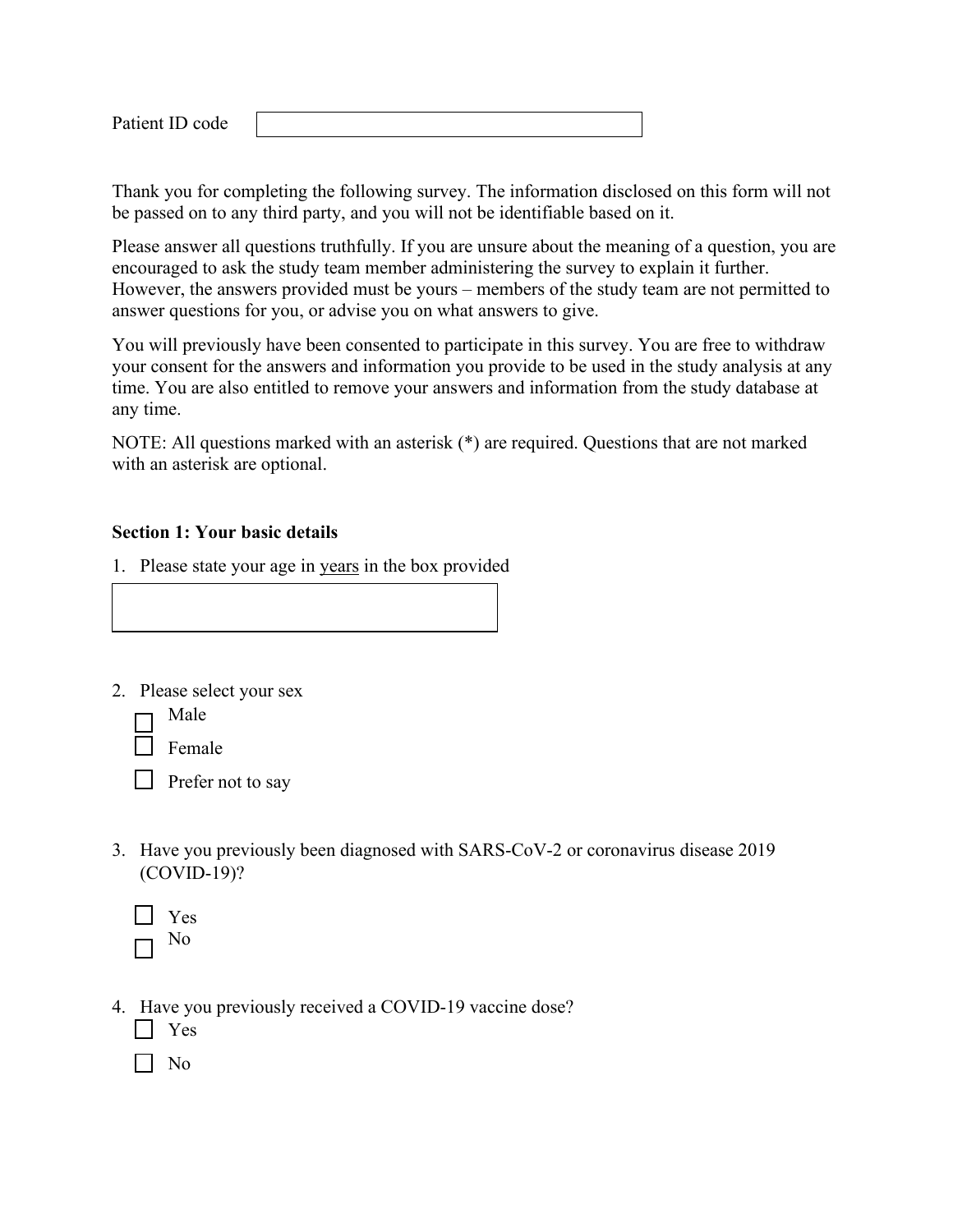Patient ID code

Thank you for completing the following survey. The information disclosed on this form will not be passed on to any third party, and you will not be identifiable based on it.

Please answer all questions truthfully. If you are unsure about the meaning of a question, you are encouraged to ask the study team member administering the survey to explain it further. However, the answers provided must be yours – members of the study team are not permitted to answer questions for you, or advise you on what answers to give.

You will previously have been consented to participate in this survey. You are free to withdraw your consent for the answers and information you provide to be used in the study analysis at any time. You are also entitled to remove your answers and information from the study database at any time.

NOTE: All questions marked with an asterisk (*) are required. Questions that are not marked with an asterisk are optional.

**Section 1: Your basic details**

1. Please state your age in <u>years</u> in the box provided

2. Please select your sex
   - ☐ Male
   - ☐ Female
   - ☐ Prefer not to say

3. Have you previously been diagnosed with SARS-CoV-2 or coronavirus disease 2019 (COVID-19)?
   - ☐ Yes
   - ☐ No

4. Have you previously received a COVID-19 vaccine dose?
   - ☐ Yes
   - ☐ No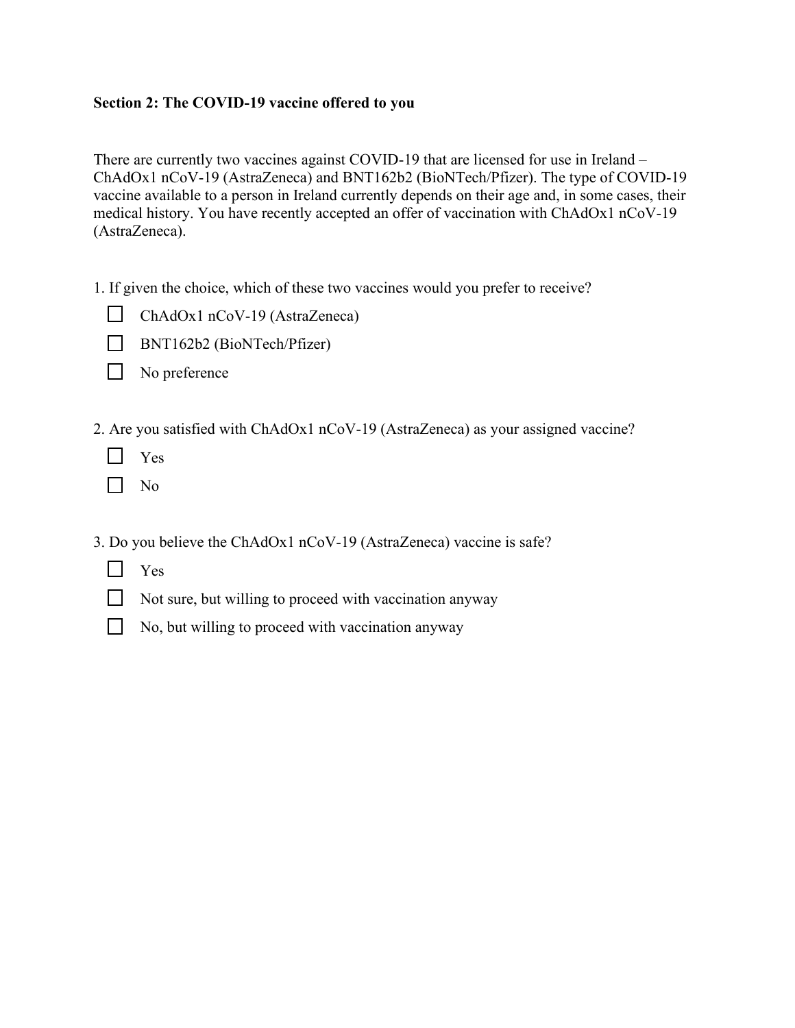**Section 2: The COVID-19 vaccine offered to you**

There are currently two vaccines against COVID-19 that are licensed for use in Ireland – ChAdOx1 nCoV-19 (AstraZeneca) and BNT162b2 (BioNTech/Pfizer). The type of COVID-19 vaccine available to a person in Ireland currently depends on their age and, in some cases, their medical history. You have recently accepted an offer of vaccination with ChAdOx1 nCoV-19 (AstraZeneca).

1. If given the choice, which of these two vaccines would you prefer to receive?

- ☐ ChAdOx1 nCoV-19 (AstraZeneca)
- ☐ BNT162b2 (BioNTech/Pfizer)
- ☐ No preference

2. Are you satisfied with ChAdOx1 nCoV-19 (AstraZeneca) as your assigned vaccine?

- ☐ Yes
- ☐ No

3. Do you believe the ChAdOx1 nCoV-19 (AstraZeneca) vaccine is safe?

- ☐ Yes
- ☐ Not sure, but willing to proceed with vaccination anyway
- ☐ No, but willing to proceed with vaccination anyway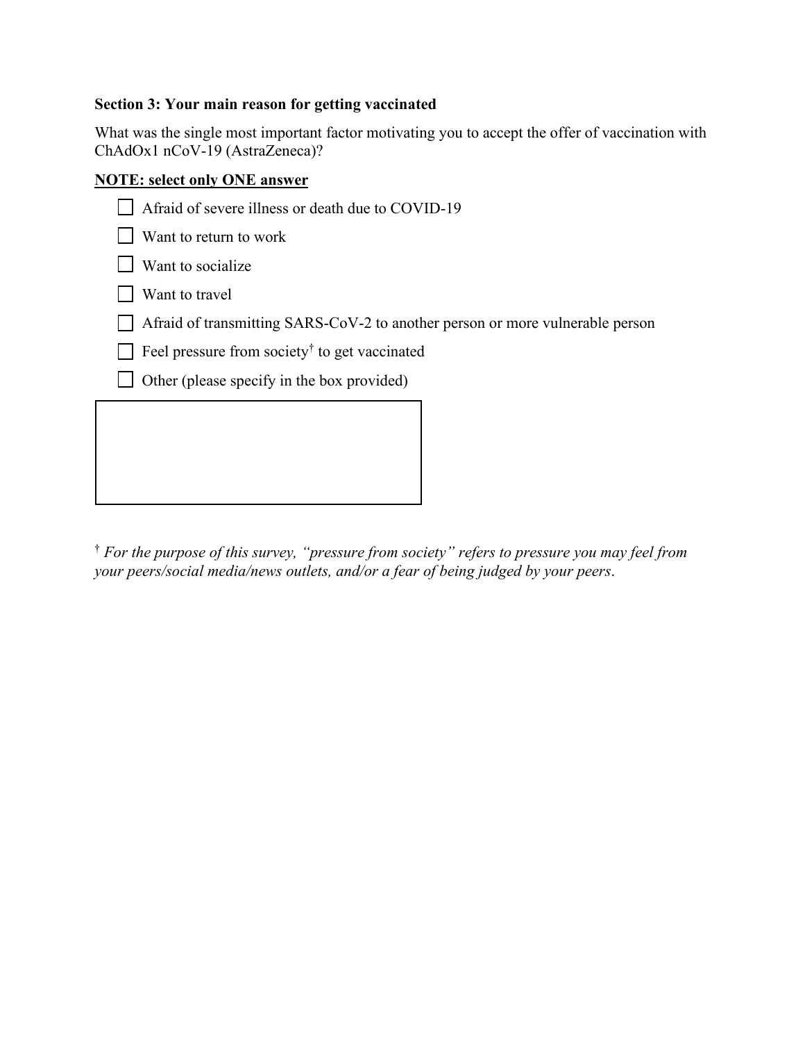**Section 3: Your main reason for getting vaccinated**

What was the single most important factor motivating you to accept the offer of vaccination with ChAdOx1 nCoV-19 (AstraZeneca)?

**NOTE: select only ONE answer**

- ☐ Afraid of severe illness or death due to COVID-19
- ☐ Want to return to work
- ☐ Want to socialize
- ☐ Want to travel
- ☐ Afraid of transmitting SARS-CoV-2 to another person or more vulnerable person
- ☐ Feel pressure from society[†] to get vaccinated
- ☐ Other (please specify in the box provided)

[ ]

[†] *For the purpose of this survey, "pressure from society" refers to pressure you may feel from your peers/social media/news outlets, and/or a fear of being judged by your peers*.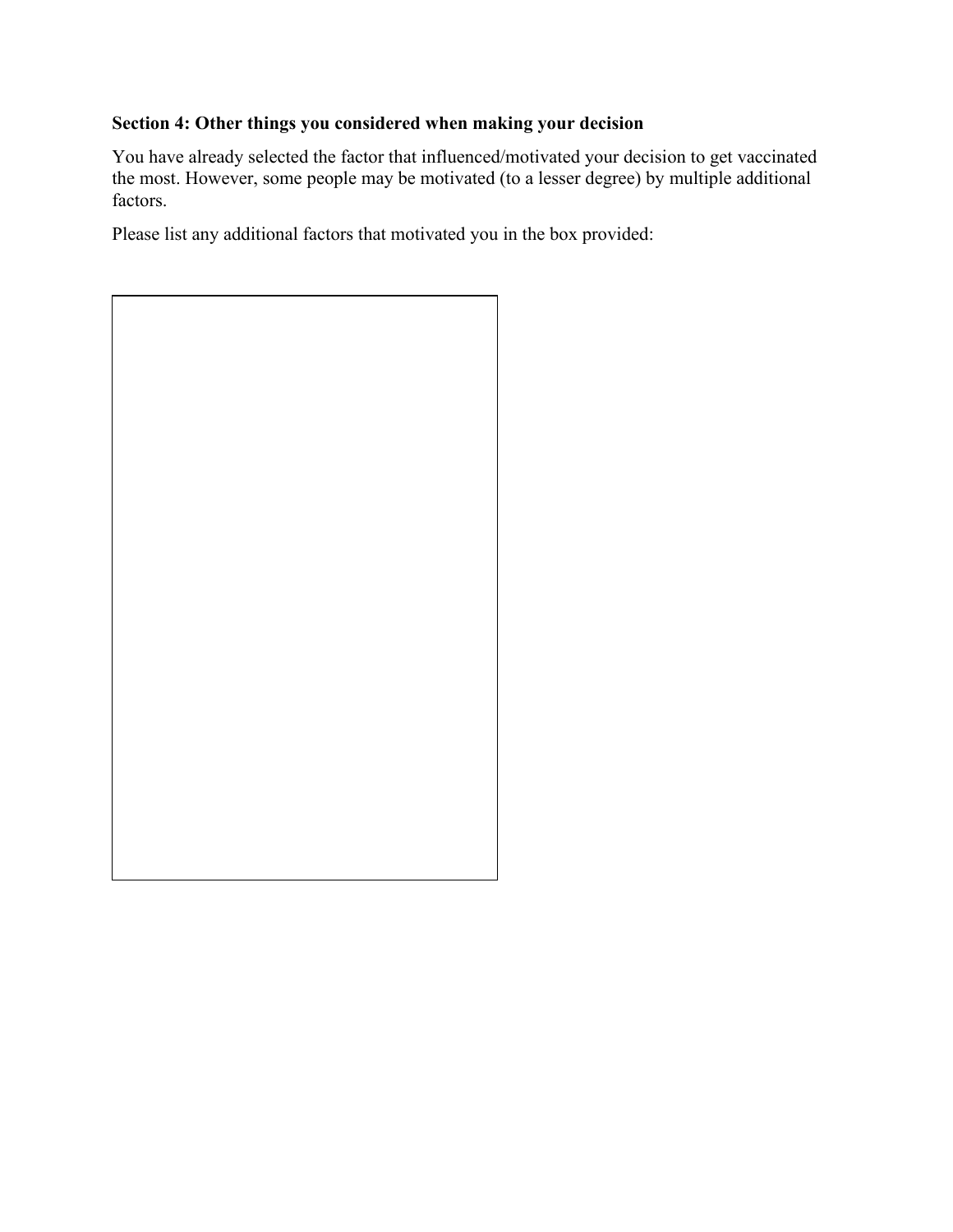**Section 4: Other things you considered when making your decision**

You have already selected the factor that influenced/motivated your decision to get vaccinated the most. However, some people may be motivated (to a lesser degree) by multiple additional factors.

Please list any additional factors that motivated you in the box provided: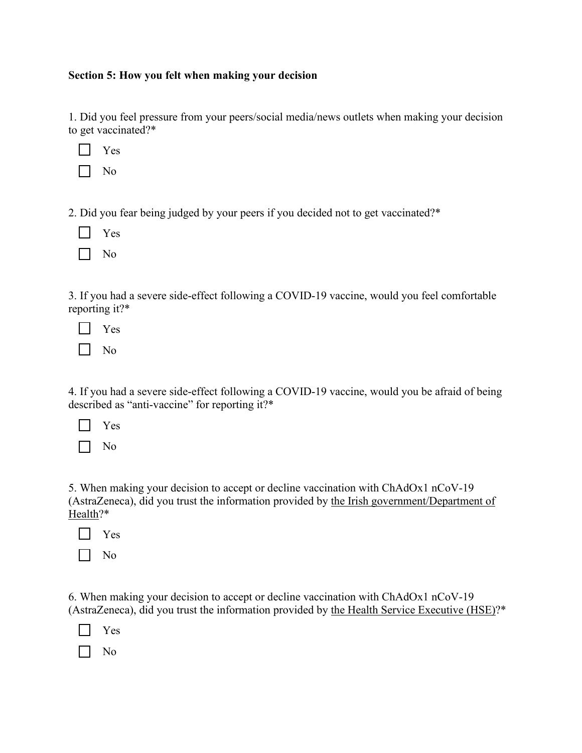**Section 5: How you felt when making your decision**

1. Did you feel pressure from your peers/social media/news outlets when making your decision to get vaccinated?*

- [ ] Yes
- [ ] No

2. Did you fear being judged by your peers if you decided not to get vaccinated?*

- [ ] Yes
- [ ] No

3. If you had a severe side-effect following a COVID-19 vaccine, would you feel comfortable reporting it?*

- [ ] Yes
- [ ] No

4. If you had a severe side-effect following a COVID-19 vaccine, would you be afraid of being described as "anti-vaccine" for reporting it?*

- [ ] Yes
- [ ] No

5. When making your decision to accept or decline vaccination with ChAdOx1 nCoV-19 (AstraZeneca), did you trust the information provided by <u>the Irish government/Department of Health</u>?*

- [ ] Yes
- [ ] No

6. When making your decision to accept or decline vaccination with ChAdOx1 nCoV-19 (AstraZeneca), did you trust the information provided by <u>the Health Service Executive (HSE)</u>?*

- [ ] Yes
- [ ] No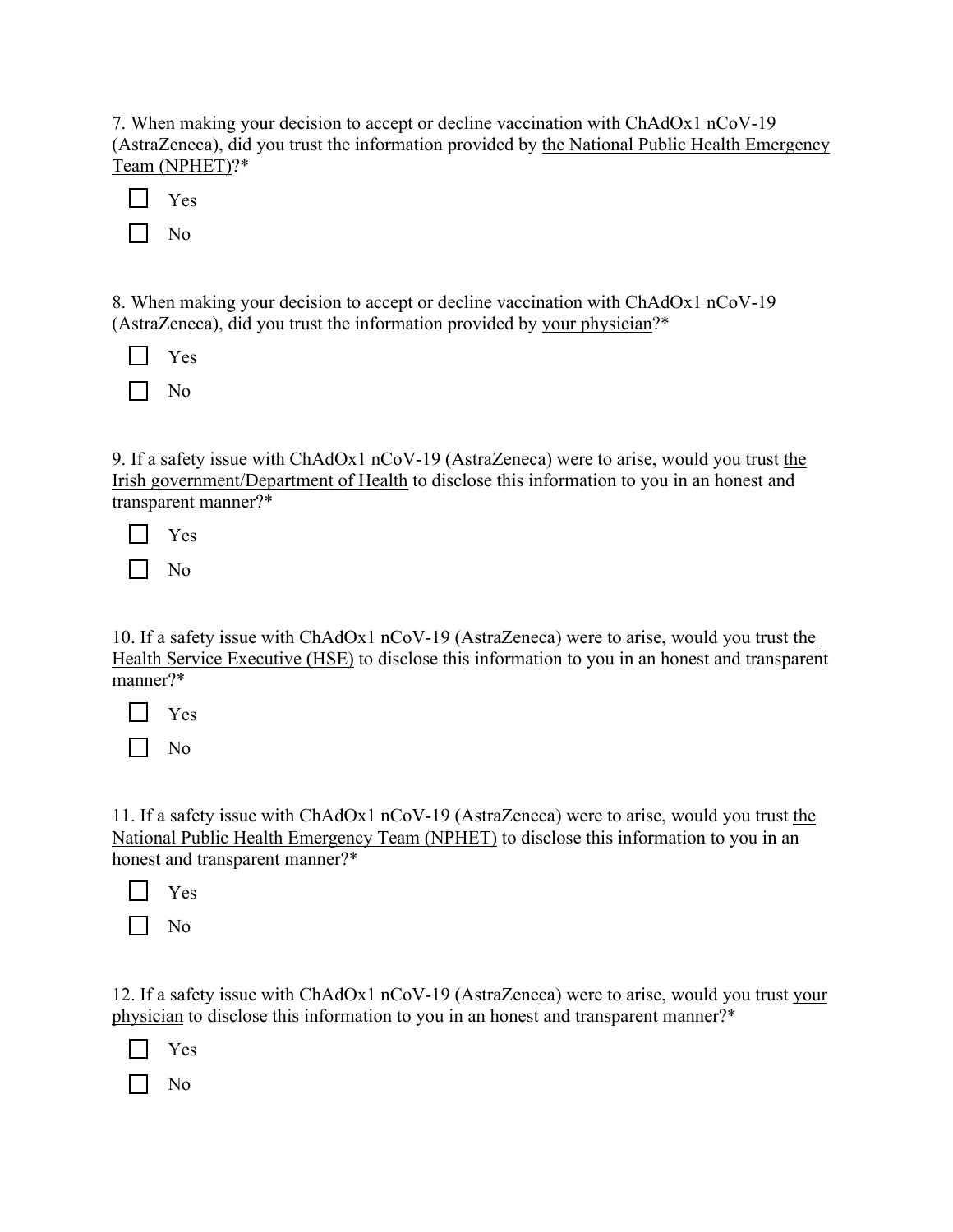7. When making your decision to accept or decline vaccination with ChAdOx1 nCoV-19 (AstraZeneca), did you trust the information provided by <u>the National Public Health Emergency Team (NPHET)</u>?*

☐ Yes

☐ No

8. When making your decision to accept or decline vaccination with ChAdOx1 nCoV-19 (AstraZeneca), did you trust the information provided by <u>your physician</u>?*

☐ Yes

☐ No

9. If a safety issue with ChAdOx1 nCoV-19 (AstraZeneca) were to arise, would you trust <u>the Irish government/Department of Health</u> to disclose this information to you in an honest and transparent manner?*

☐ Yes

☐ No

10. If a safety issue with ChAdOx1 nCoV-19 (AstraZeneca) were to arise, would you trust <u>the Health Service Executive (HSE)</u> to disclose this information to you in an honest and transparent manner?*

☐ Yes

☐ No

11. If a safety issue with ChAdOx1 nCoV-19 (AstraZeneca) were to arise, would you trust <u>the National Public Health Emergency Team (NPHET)</u> to disclose this information to you in an honest and transparent manner?*

☐ Yes

☐ No

12. If a safety issue with ChAdOx1 nCoV-19 (AstraZeneca) were to arise, would you trust <u>your physician</u> to disclose this information to you in an honest and transparent manner?*

☐ Yes

☐ No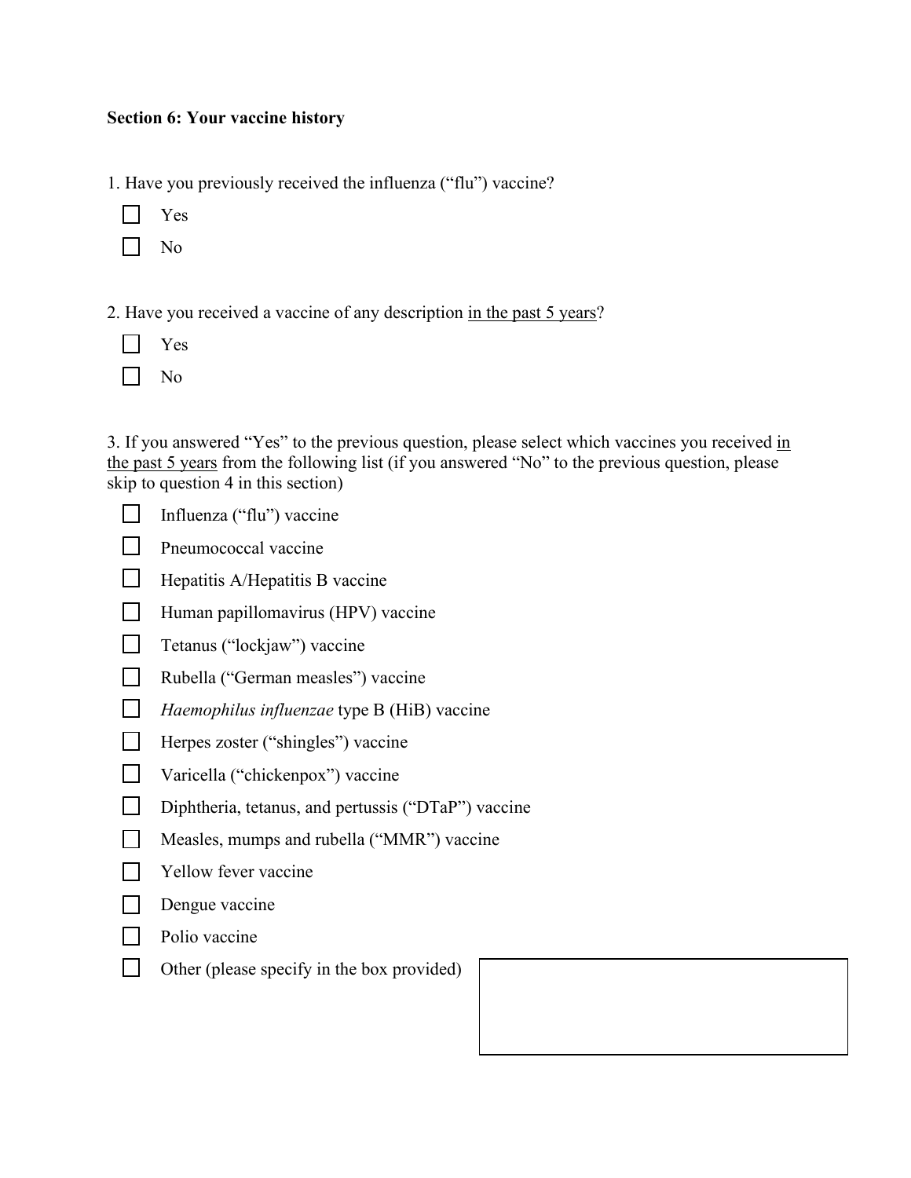**Section 6: Your vaccine history**

1. Have you previously received the influenza ("flu") vaccine?

- ☐ Yes
- ☐ No

2. Have you received a vaccine of any description <u>in the past 5 years</u>?

- ☐ Yes
- ☐ No

3. If you answered "Yes" to the previous question, please select which vaccines you received <u>in the past 5 years</u> from the following list (if you answered "No" to the previous question, please skip to question 4 in this section)

- ☐ Influenza ("flu") vaccine
- ☐ Pneumococcal vaccine
- ☐ Hepatitis A/Hepatitis B vaccine
- ☐ Human papillomavirus (HPV) vaccine
- ☐ Tetanus ("lockjaw") vaccine
- ☐ Rubella ("German measles") vaccine
- ☐ *Haemophilus influenzae* type B (HiB) vaccine
- ☐ Herpes zoster ("shingles") vaccine
- ☐ Varicella ("chickenpox") vaccine
- ☐ Diphtheria, tetanus, and pertussis ("DTaP") vaccine
- ☐ Measles, mumps and rubella ("MMR") vaccine
- ☐ Yellow fever vaccine
- ☐ Dengue vaccine
- ☐ Polio vaccine
- ☐ Other (please specify in the box provided) [ ]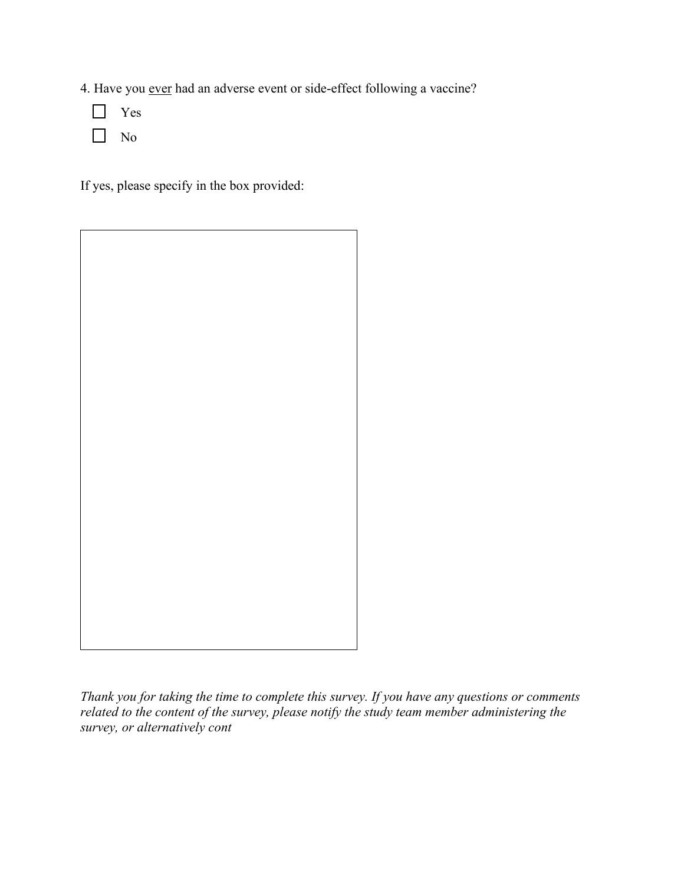4. Have you <u>ever</u> had an adverse event or side-effect following a vaccine?

- [ ] Yes
- [ ] No

If yes, please specify in the box provided:

*Thank you for taking the time to complete this survey. If you have any questions or comments related to the content of the survey, please notify the study team member administering the survey, or alternatively cont*